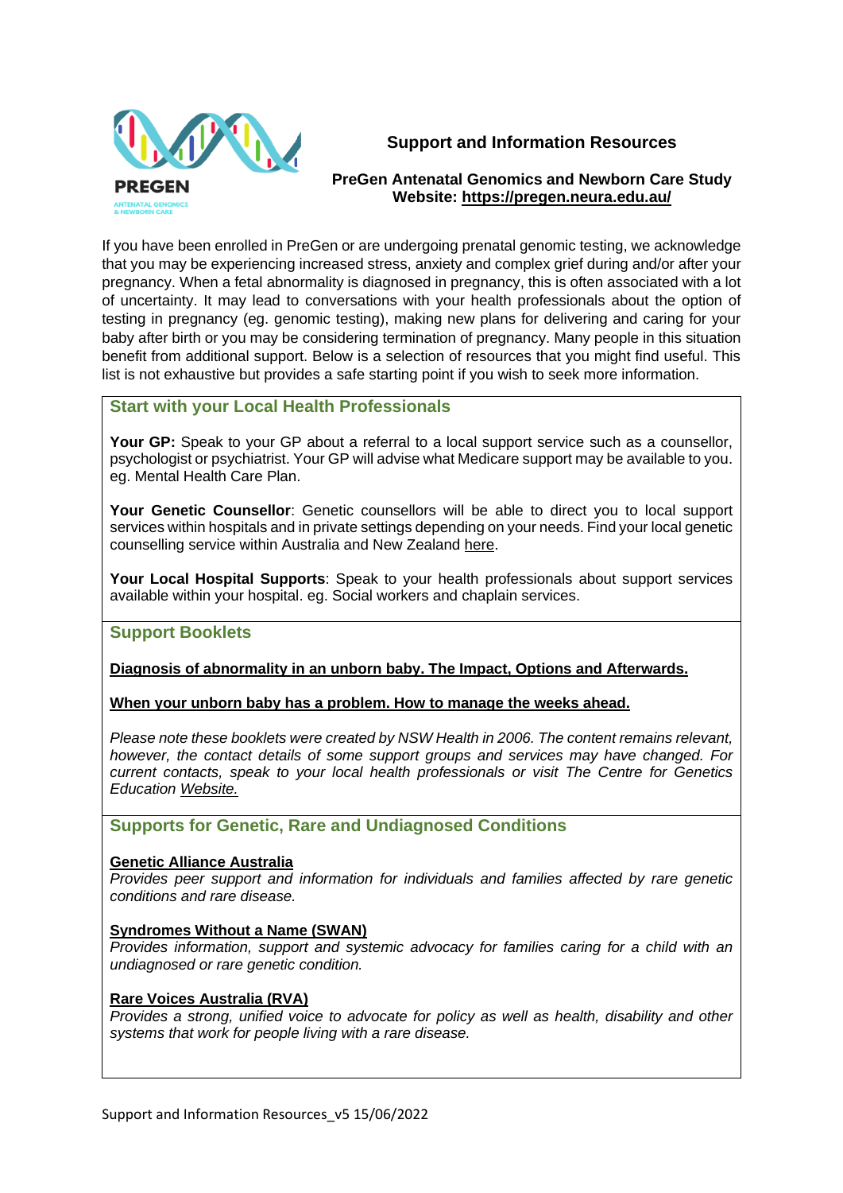# Support and Information Resources

**PreGen Antenatal Genomics and Newborn Care Study**
**Website: https://pregen.neura.edu.au/**

If you have been enrolled in PreGen or are undergoing prenatal genomic testing, we acknowledge that you may be experiencing increased stress, anxiety and complex grief during and/or after your pregnancy. When a fetal abnormality is diagnosed in pregnancy, this is often associated with a lot of uncertainty. It may lead to conversations with your health professionals about the option of testing in pregnancy (eg. genomic testing), making new plans for delivering and caring for your baby after birth or you may be considering termination of pregnancy. Many people in this situation benefit from additional support. Below is a selection of resources that you might find useful. This list is not exhaustive but provides a safe starting point if you wish to seek more information.

## Start with your Local Health Professionals

**Your GP:** Speak to your GP about a referral to a local support service such as a counsellor, psychologist or psychiatrist. Your GP will advise what Medicare support may be available to you. eg. Mental Health Care Plan.

**Your Genetic Counsellor**: Genetic counsellors will be able to direct you to local support services within hospitals and in private settings depending on your needs. Find your local genetic counselling service within Australia and New Zealand here.

**Your Local Hospital Supports**: Speak to your health professionals about support services available within your hospital. eg. Social workers and chaplain services.

## Support Booklets

**Diagnosis of abnormality in an unborn baby. The Impact, Options and Afterwards.**

**When your unborn baby has a problem. How to manage the weeks ahead.**

*Please note these booklets were created by NSW Health in 2006. The content remains relevant, however, the contact details of some support groups and services may have changed. For current contacts, speak to your local health professionals or visit The Centre for Genetics Education Website.*

## Supports for Genetic, Rare and Undiagnosed Conditions

**Genetic Alliance Australia**
*Provides peer support and information for individuals and families affected by rare genetic conditions and rare disease.*

**Syndromes Without a Name (SWAN)**
*Provides information, support and systemic advocacy for families caring for a child with an undiagnosed or rare genetic condition.*

**Rare Voices Australia (RVA)**
*Provides a strong, unified voice to advocate for policy as well as health, disability and other systems that work for people living with a rare disease.*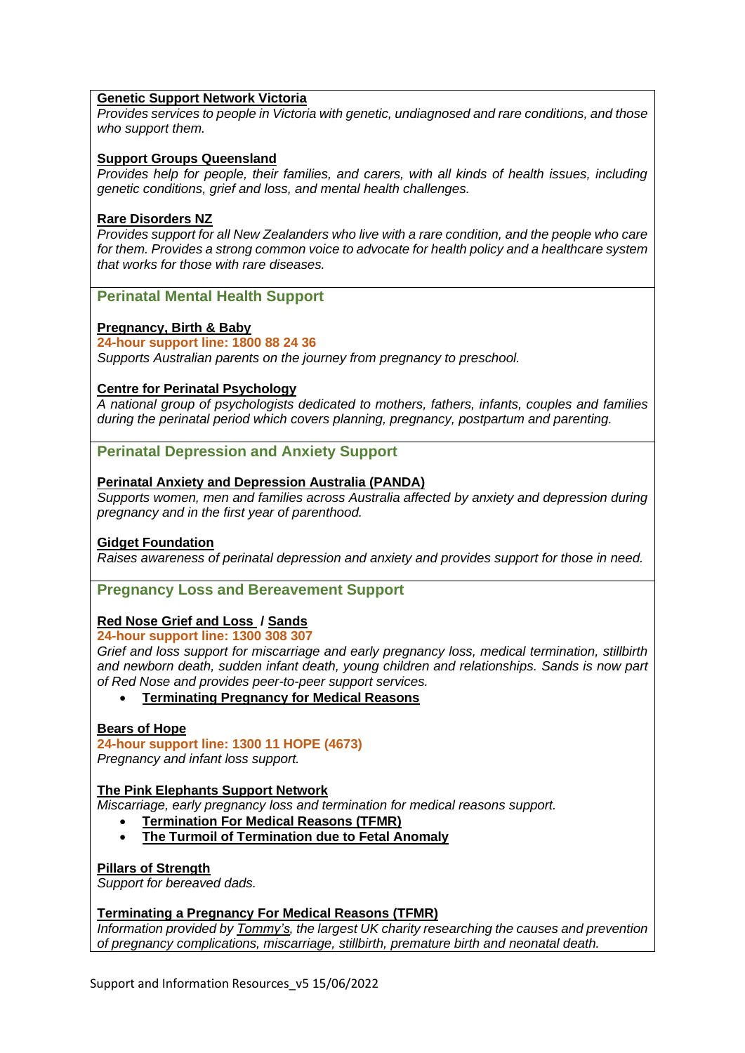**Genetic Support Network Victoria**
*Provides services to people in Victoria with genetic, undiagnosed and rare conditions, and those who support them.*

**Support Groups Queensland**
*Provides help for people, their families, and carers, with all kinds of health issues, including genetic conditions, grief and loss, and mental health challenges.*

**Rare Disorders NZ**
*Provides support for all New Zealanders who live with a rare condition, and the people who care for them. Provides a strong common voice to advocate for health policy and a healthcare system that works for those with rare diseases.*

## Perinatal Mental Health Support

**Pregnancy, Birth & Baby**
**24-hour support line: 1800 88 24 36**
*Supports Australian parents on the journey from pregnancy to preschool.*

**Centre for Perinatal Psychology**
*A national group of psychologists dedicated to mothers, fathers, infants, couples and families during the perinatal period which covers planning, pregnancy, postpartum and parenting.*

## Perinatal Depression and Anxiety Support

**Perinatal Anxiety and Depression Australia (PANDA)**
*Supports women, men and families across Australia affected by anxiety and depression during pregnancy and in the first year of parenthood.*

**Gidget Foundation**
*Raises awareness of perinatal depression and anxiety and provides support for those in need.*

## Pregnancy Loss and Bereavement Support

**Red Nose Grief and Loss / Sands**
**24-hour support line: 1300 308 307**
*Grief and loss support for miscarriage and early pregnancy loss, medical termination, stillbirth and newborn death, sudden infant death, young children and relationships. Sands is now part of Red Nose and provides peer-to-peer support services.*

- **Terminating Pregnancy for Medical Reasons**

**Bears of Hope**
**24-hour support line: 1300 11 HOPE (4673)**
*Pregnancy and infant loss support.*

**The Pink Elephants Support Network**
*Miscarriage, early pregnancy loss and termination for medical reasons support.*

- **Termination For Medical Reasons (TFMR)**
- **The Turmoil of Termination due to Fetal Anomaly**

**Pillars of Strength**
*Support for bereaved dads.*

**Terminating a Pregnancy For Medical Reasons (TFMR)**
*Information provided by Tommy's, the largest UK charity researching the causes and prevention of pregnancy complications, miscarriage, stillbirth, premature birth and neonatal death.*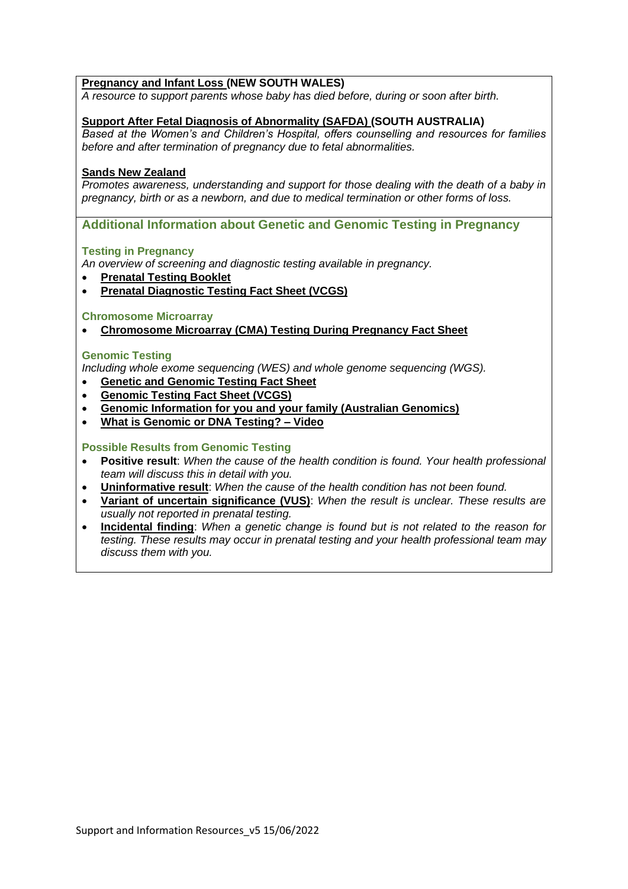**Pregnancy and Infant Loss (NEW SOUTH WALES)**
*A resource to support parents whose baby has died before, during or soon after birth.*

**Support After Fetal Diagnosis of Abnormality (SAFDA) (SOUTH AUSTRALIA)**
*Based at the Women's and Children's Hospital, offers counselling and resources for families before and after termination of pregnancy due to fetal abnormalities.*

**Sands New Zealand**
*Promotes awareness, understanding and support for those dealing with the death of a baby in pregnancy, birth or as a newborn, and due to medical termination or other forms of loss.*

## Additional Information about Genetic and Genomic Testing in Pregnancy

### Testing in Pregnancy

*An overview of screening and diagnostic testing available in pregnancy.*

- **Prenatal Testing Booklet**
- **Prenatal Diagnostic Testing Fact Sheet (VCGS)**

### Chromosome Microarray

- **Chromosome Microarray (CMA) Testing During Pregnancy Fact Sheet**

### Genomic Testing

*Including whole exome sequencing (WES) and whole genome sequencing (WGS).*

- **Genetic and Genomic Testing Fact Sheet**
- **Genomic Testing Fact Sheet (VCGS)**
- **Genomic Information for you and your family (Australian Genomics)**
- **What is Genomic or DNA Testing? – Video**

### Possible Results from Genomic Testing

- **Positive result**: *When the cause of the health condition is found. Your health professional team will discuss this in detail with you.*
- **Uninformative result**: *When the cause of the health condition has not been found.*
- **Variant of uncertain significance (VUS)**: *When the result is unclear. These results are usually not reported in prenatal testing.*
- **Incidental finding**: *When a genetic change is found but is not related to the reason for testing. These results may occur in prenatal testing and your health professional team may discuss them with you.*